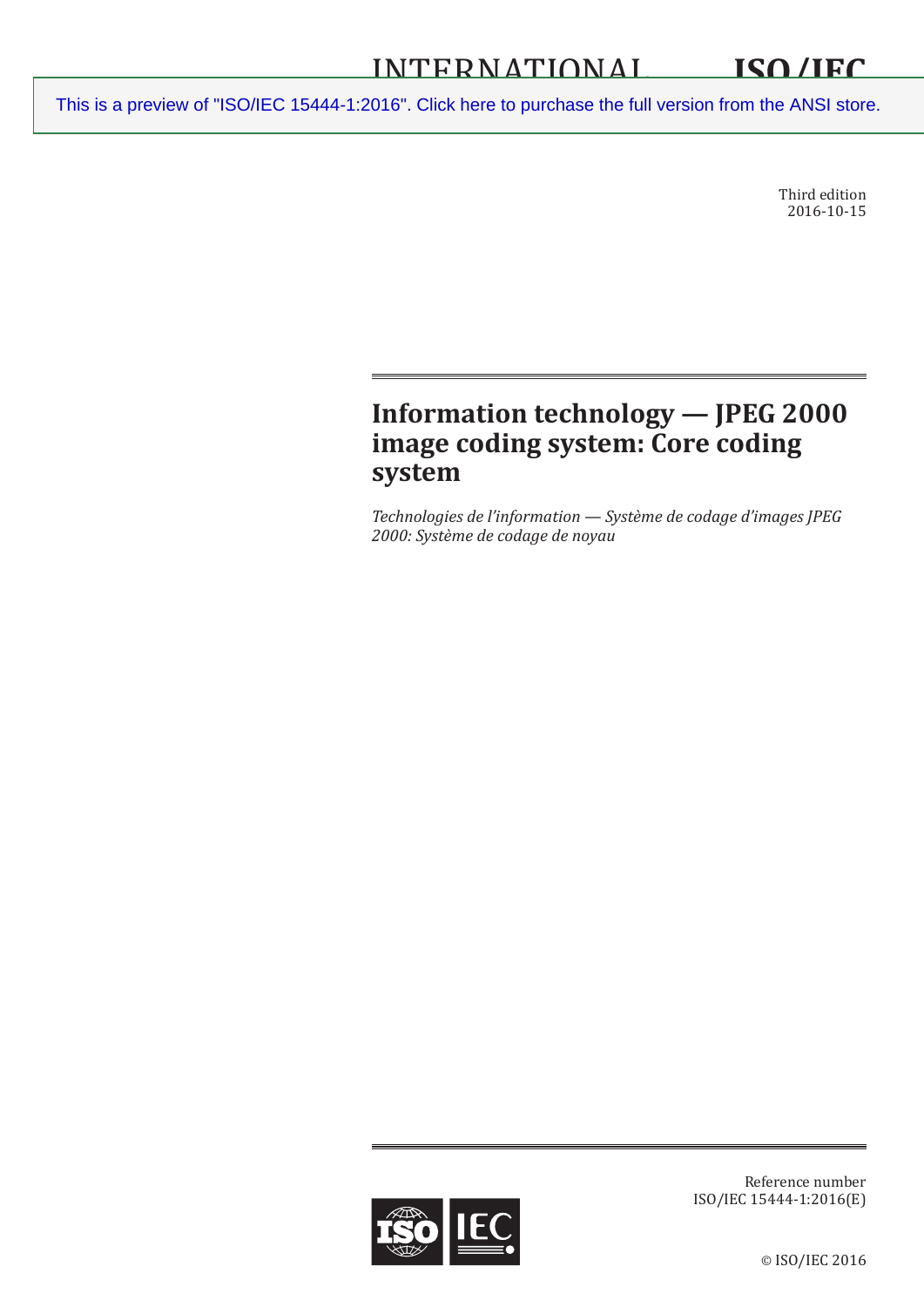# INTERNATIONAL STANDARD ISO/IEC 15444-1

This is a preview of "ISO/IEC 15444-1:2016". Click here to purchase the full version from the ANSI store.

Third edition
2016-10-15

## Information technology — JPEG 2000 image coding system: Core coding system

*Technologies de l'information — Système de codage d'images JPEG 2000: Système de codage de noyau*

Reference number
ISO/IEC 15444-1:2016(E)

© ISO/IEC 2016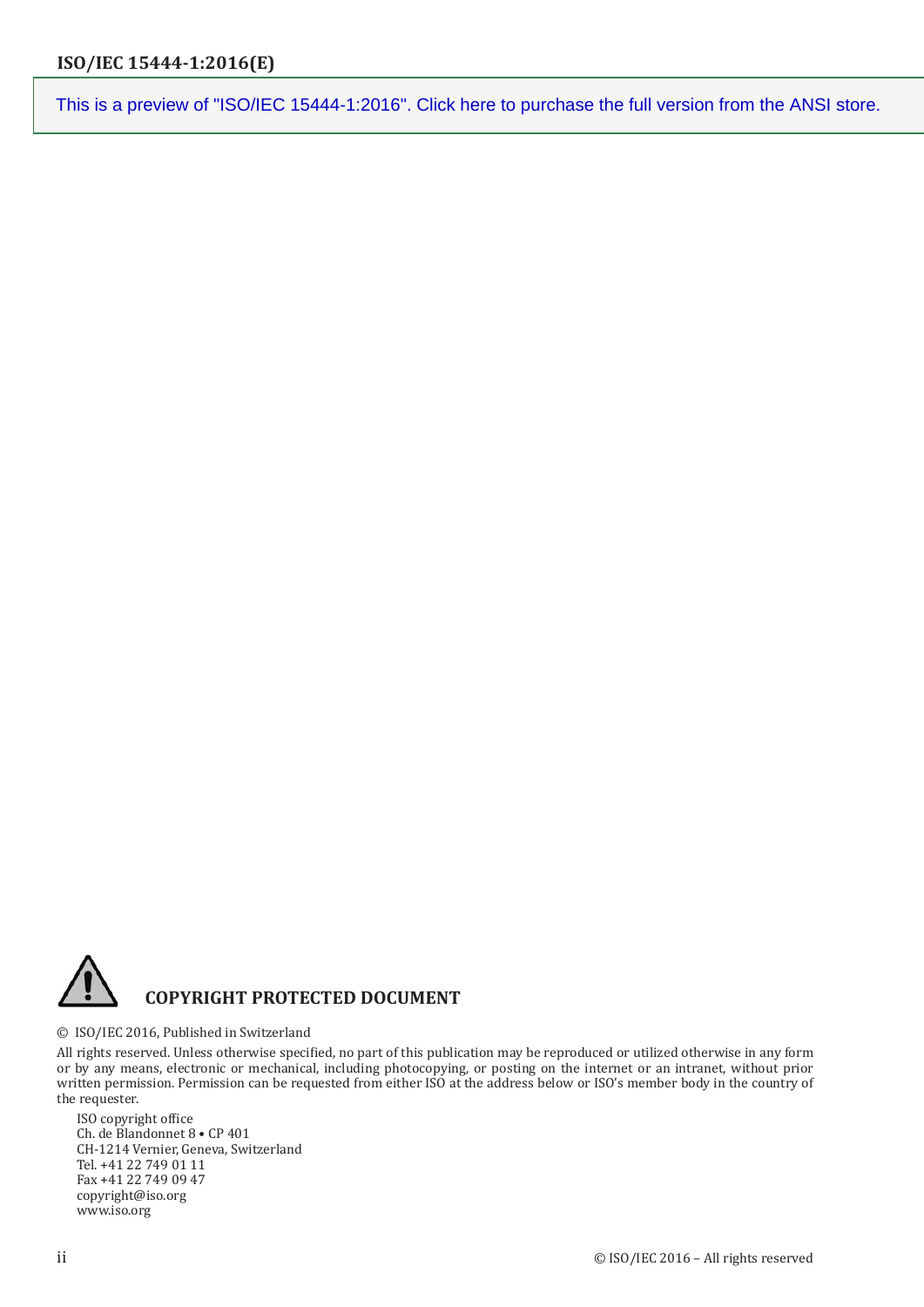This is a preview of "ISO/IEC 15444-1:2016". Click here to purchase the full version from the ANSI store.

## COPYRIGHT PROTECTED DOCUMENT

© ISO/IEC 2016, Published in Switzerland

All rights reserved. Unless otherwise specified, no part of this publication may be reproduced or utilized otherwise in any form or by any means, electronic or mechanical, including photocopying, or posting on the internet or an intranet, without prior written permission. Permission can be requested from either ISO at the address below or ISO's member body in the country of the requester.

ISO copyright office
Ch. de Blandonnet 8 • CP 401
CH-1214 Vernier, Geneva, Switzerland
Tel. +41 22 749 01 11
Fax +41 22 749 09 47
copyright@iso.org
www.iso.org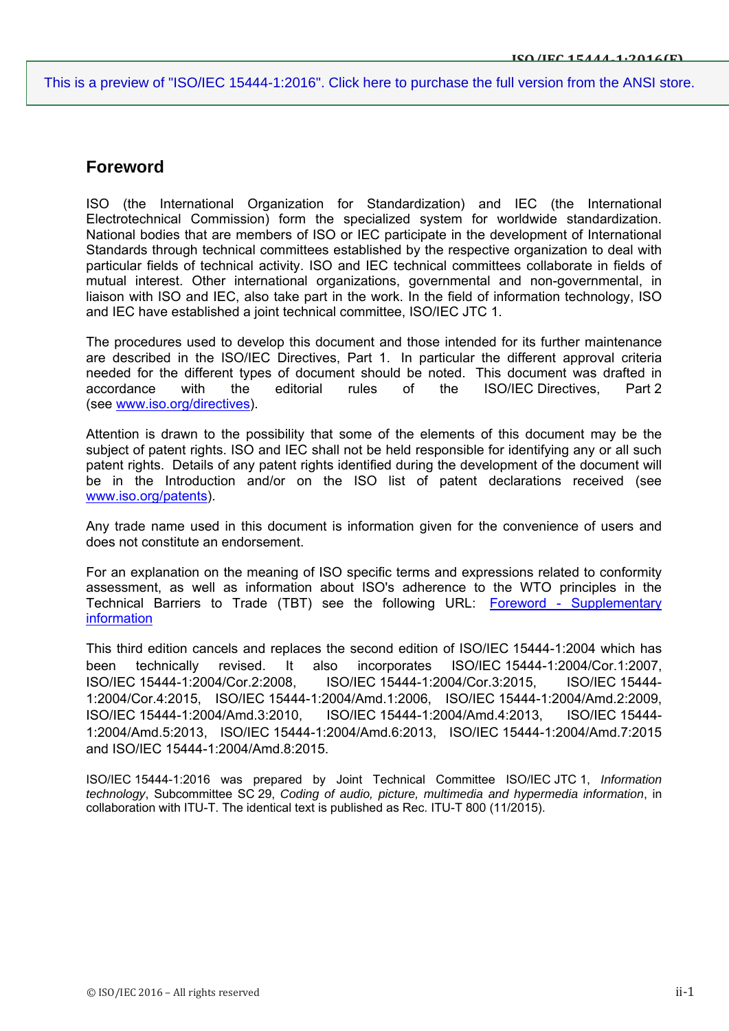## Foreword

ISO (the International Organization for Standardization) and IEC (the International Electrotechnical Commission) form the specialized system for worldwide standardization. National bodies that are members of ISO or IEC participate in the development of International Standards through technical committees established by the respective organization to deal with particular fields of technical activity. ISO and IEC technical committees collaborate in fields of mutual interest. Other international organizations, governmental and non-governmental, in liaison with ISO and IEC, also take part in the work. In the field of information technology, ISO and IEC have established a joint technical committee, ISO/IEC JTC 1.

The procedures used to develop this document and those intended for its further maintenance are described in the ISO/IEC Directives, Part 1. In particular the different approval criteria needed for the different types of document should be noted. This document was drafted in accordance with the editorial rules of the ISO/IEC Directives, Part 2 (see www.iso.org/directives).

Attention is drawn to the possibility that some of the elements of this document may be the subject of patent rights. ISO and IEC shall not be held responsible for identifying any or all such patent rights. Details of any patent rights identified during the development of the document will be in the Introduction and/or on the ISO list of patent declarations received (see www.iso.org/patents).

Any trade name used in this document is information given for the convenience of users and does not constitute an endorsement.

For an explanation on the meaning of ISO specific terms and expressions related to conformity assessment, as well as information about ISO's adherence to the WTO principles in the Technical Barriers to Trade (TBT) see the following URL: Foreword - Supplementary information

This third edition cancels and replaces the second edition of ISO/IEC 15444-1:2004 which has been technically revised. It also incorporates ISO/IEC 15444-1:2004/Cor.1:2007, ISO/IEC 15444-1:2004/Cor.2:2008, ISO/IEC 15444-1:2004/Cor.3:2015, ISO/IEC 15444-1:2004/Cor.4:2015, ISO/IEC 15444-1:2004/Amd.1:2006, ISO/IEC 15444-1:2004/Amd.2:2009, ISO/IEC 15444-1:2004/Amd.3:2010, ISO/IEC 15444-1:2004/Amd.4:2013, ISO/IEC 15444-1:2004/Amd.5:2013, ISO/IEC 15444-1:2004/Amd.6:2013, ISO/IEC 15444-1:2004/Amd.7:2015 and ISO/IEC 15444-1:2004/Amd.8:2015.

ISO/IEC 15444-1:2016 was prepared by Joint Technical Committee ISO/IEC JTC 1, *Information technology*, Subcommittee SC 29, *Coding of audio, picture, multimedia and hypermedia information*, in collaboration with ITU-T. The identical text is published as Rec. ITU-T 800 (11/2015).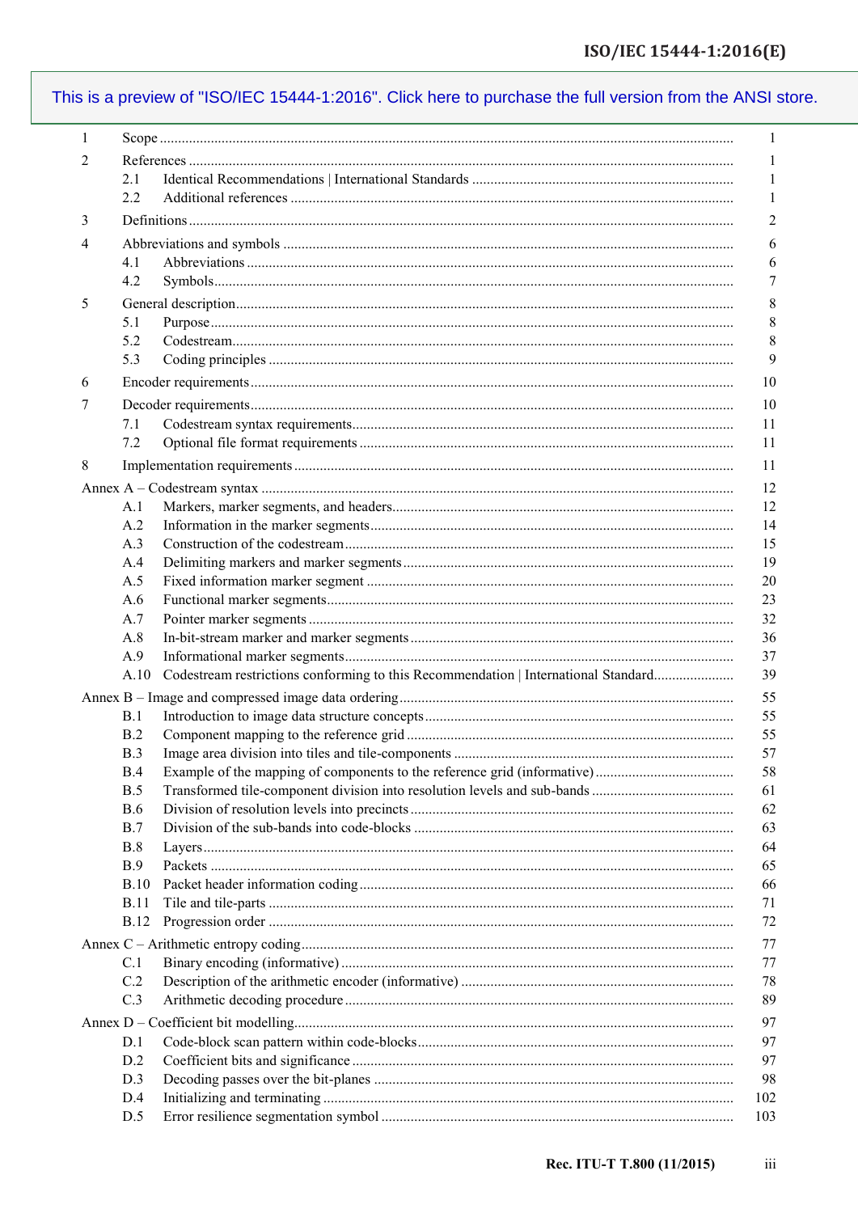This is a preview of "ISO/IEC 15444-1:2016". Click here to purchase the full version from the ANSI store.

| | | |
|---|---|---|
| 1 | Scope | 1 |
| 2 | References | 1 |
| | 2.1 Identical Recommendations \| International Standards | 1 |
| | 2.2 Additional references | 1 |
| 3 | Definitions | 2 |
| 4 | Abbreviations and symbols | 6 |
| | 4.1 Abbreviations | 6 |
| | 4.2 Symbols | 7 |
| 5 | General description | 8 |
| | 5.1 Purpose | 8 |
| | 5.2 Codestream | 8 |
| | 5.3 Coding principles | 9 |
| 6 | Encoder requirements | 10 |
| 7 | Decoder requirements | 10 |
| | 7.1 Codestream syntax requirements | 11 |
| | 7.2 Optional file format requirements | 11 |
| 8 | Implementation requirements | 11 |
| Annex A – Codestream syntax | | 12 |
| | A.1 Markers, marker segments, and headers | 12 |
| | A.2 Information in the marker segments | 14 |
| | A.3 Construction of the codestream | 15 |
| | A.4 Delimiting markers and marker segments | 19 |
| | A.5 Fixed information marker segment | 20 |
| | A.6 Functional marker segments | 23 |
| | A.7 Pointer marker segments | 32 |
| | A.8 In-bit-stream marker and marker segments | 36 |
| | A.9 Informational marker segments | 37 |
| | A.10 Codestream restrictions conforming to this Recommendation \| International Standard | 39 |
| Annex B – Image and compressed image data ordering | | 55 |
| | B.1 Introduction to image data structure concepts | 55 |
| | B.2 Component mapping to the reference grid | 55 |
| | B.3 Image area division into tiles and tile-components | 57 |
| | B.4 Example of the mapping of components to the reference grid (informative) | 58 |
| | B.5 Transformed tile-component division into resolution levels and sub-bands | 61 |
| | B.6 Division of resolution levels into precincts | 62 |
| | B.7 Division of the sub-bands into code-blocks | 63 |
| | B.8 Layers | 64 |
| | B.9 Packets | 65 |
| | B.10 Packet header information coding | 66 |
| | B.11 Tile and tile-parts | 71 |
| | B.12 Progression order | 72 |
| Annex C – Arithmetic entropy coding | | 77 |
| | C.1 Binary encoding (informative) | 77 |
| | C.2 Description of the arithmetic encoder (informative) | 78 |
| | C.3 Arithmetic decoding procedure | 89 |
| Annex D – Coefficient bit modelling | | 97 |
| | D.1 Code-block scan pattern within code-blocks | 97 |
| | D.2 Coefficient bits and significance | 97 |
| | D.3 Decoding passes over the bit-planes | 98 |
| | D.4 Initializing and terminating | 102 |
| | D.5 Error resilience segmentation symbol | 103 |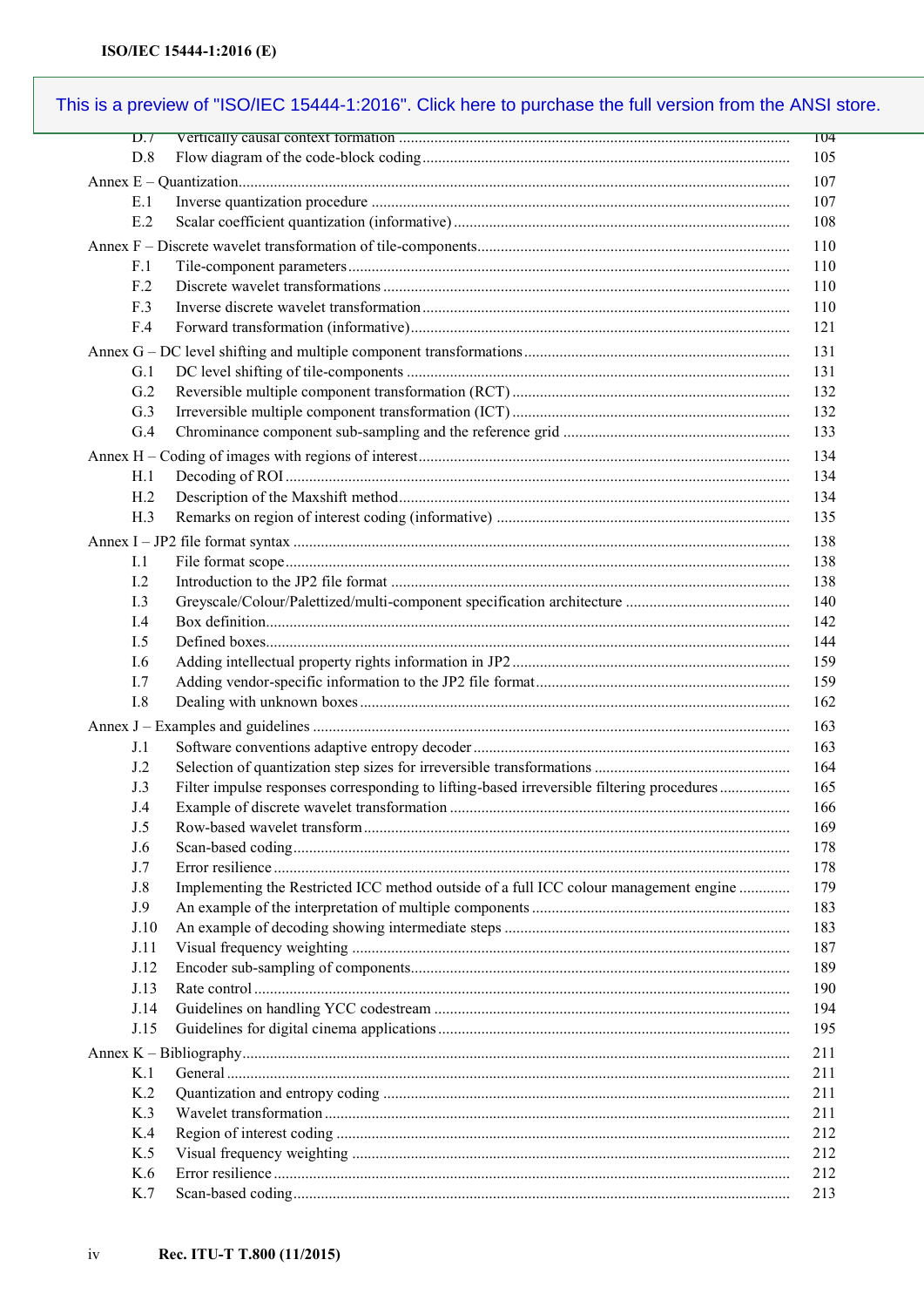This is a preview of "ISO/IEC 15444-1:2016". Click here to purchase the full version from the ANSI store.

D.7 Vertically causal context formation .......... 104
D.8 Flow diagram of the code-block coding .......... 105

Annex E – Quantization .......... 107
E.1 Inverse quantization procedure .......... 107
E.2 Scalar coefficient quantization (informative) .......... 108

Annex F – Discrete wavelet transformation of tile-components .......... 110
F.1 Tile-component parameters .......... 110
F.2 Discrete wavelet transformations .......... 110
F.3 Inverse discrete wavelet transformation .......... 110
F.4 Forward transformation (informative) .......... 121

Annex G – DC level shifting and multiple component transformations .......... 131
G.1 DC level shifting of tile-components .......... 131
G.2 Reversible multiple component transformation (RCT) .......... 132
G.3 Irreversible multiple component transformation (ICT) .......... 132
G.4 Chrominance component sub-sampling and the reference grid .......... 133

Annex H – Coding of images with regions of interest .......... 134
H.1 Decoding of ROI .......... 134
H.2 Description of the Maxshift method .......... 134
H.3 Remarks on region of interest coding (informative) .......... 135

Annex I – JP2 file format syntax .......... 138
I.1 File format scope .......... 138
I.2 Introduction to the JP2 file format .......... 138
I.3 Greyscale/Colour/Palettized/multi-component specification architecture .......... 140
I.4 Box definition .......... 142
I.5 Defined boxes .......... 144
I.6 Adding intellectual property rights information in JP2 .......... 159
I.7 Adding vendor-specific information to the JP2 file format .......... 159
I.8 Dealing with unknown boxes .......... 162

Annex J – Examples and guidelines .......... 163
J.1 Software conventions adaptive entropy decoder .......... 163
J.2 Selection of quantization step sizes for irreversible transformations .......... 164
J.3 Filter impulse responses corresponding to lifting-based irreversible filtering procedures .......... 165
J.4 Example of discrete wavelet transformation .......... 166
J.5 Row-based wavelet transform .......... 169
J.6 Scan-based coding .......... 178
J.7 Error resilience .......... 178
J.8 Implementing the Restricted ICC method outside of a full ICC colour management engine .......... 179
J.9 An example of the interpretation of multiple components .......... 183
J.10 An example of decoding showing intermediate steps .......... 183
J.11 Visual frequency weighting .......... 187
J.12 Encoder sub-sampling of components .......... 189
J.13 Rate control .......... 190
J.14 Guidelines on handling YCC codestream .......... 194
J.15 Guidelines for digital cinema applications .......... 195

Annex K – Bibliography .......... 211
K.1 General .......... 211
K.2 Quantization and entropy coding .......... 211
K.3 Wavelet transformation .......... 211
K.4 Region of interest coding .......... 212
K.5 Visual frequency weighting .......... 212
K.6 Error resilience .......... 212
K.7 Scan-based coding .......... 213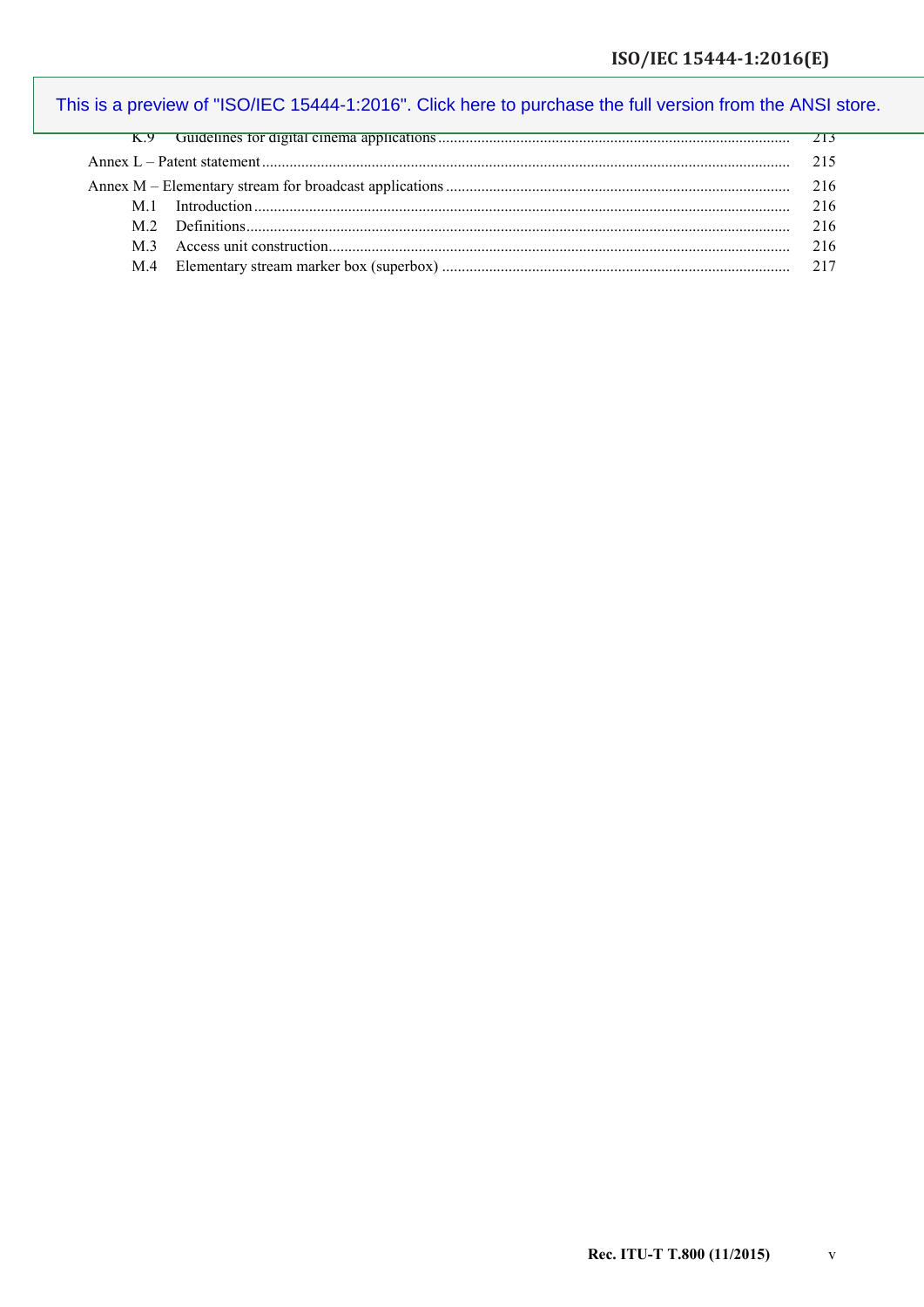| | | |
|---|---|---|
| K.9 | Guidelines for digital cinema applications | 213 |
| Annex L – Patent statement | | 215 |
| Annex M – Elementary stream for broadcast applications | | 216 |
| M.1 | Introduction | 216 |
| M.2 | Definitions | 216 |
| M.3 | Access unit construction | 216 |
| M.4 | Elementary stream marker box (superbox) | 217 |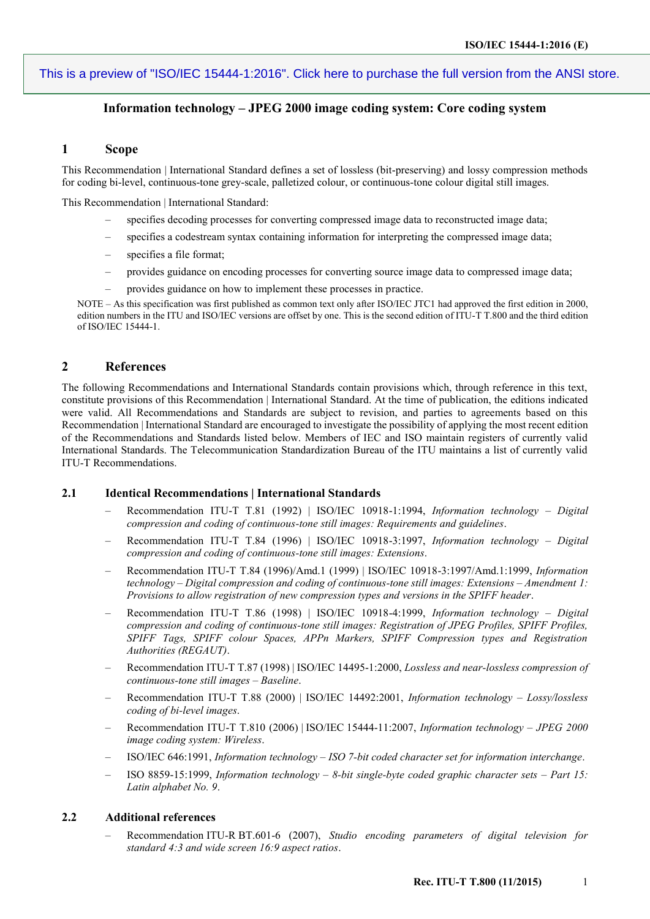This is a preview of "ISO/IEC 15444-1:2016". Click here to purchase the full version from the ANSI store.

# Information technology – JPEG 2000 image coding system: Core coding system

## 1 Scope

This Recommendation | International Standard defines a set of lossless (bit-preserving) and lossy compression methods for coding bi-level, continuous-tone grey-scale, palletized colour, or continuous-tone colour digital still images.

This Recommendation | International Standard:

- specifies decoding processes for converting compressed image data to reconstructed image data;
- specifies a codestream syntax containing information for interpreting the compressed image data;
- specifies a file format;
- provides guidance on encoding processes for converting source image data to compressed image data;
- provides guidance on how to implement these processes in practice.

NOTE – As this specification was first published as common text only after ISO/IEC JTC1 had approved the first edition in 2000, edition numbers in the ITU and ISO/IEC versions are offset by one. This is the second edition of ITU-T T.800 and the third edition of ISO/IEC 15444-1.

## 2 References

The following Recommendations and International Standards contain provisions which, through reference in this text, constitute provisions of this Recommendation | International Standard. At the time of publication, the editions indicated were valid. All Recommendations and Standards are subject to revision, and parties to agreements based on this Recommendation | International Standard are encouraged to investigate the possibility of applying the most recent edition of the Recommendations and Standards listed below. Members of IEC and ISO maintain registers of currently valid International Standards. The Telecommunication Standardization Bureau of the ITU maintains a list of currently valid ITU-T Recommendations.

### 2.1 Identical Recommendations | International Standards

- Recommendation ITU-T T.81 (1992) | ISO/IEC 10918-1:1994, *Information technology – Digital compression and coding of continuous-tone still images: Requirements and guidelines*.
- Recommendation ITU-T T.84 (1996) | ISO/IEC 10918-3:1997, *Information technology – Digital compression and coding of continuous-tone still images: Extensions*.
- Recommendation ITU-T T.84 (1996)/Amd.1 (1999) | ISO/IEC 10918-3:1997/Amd.1:1999, *Information technology – Digital compression and coding of continuous-tone still images: Extensions – Amendment 1: Provisions to allow registration of new compression types and versions in the SPIFF header*.
- Recommendation ITU-T T.86 (1998) | ISO/IEC 10918-4:1999, *Information technology – Digital compression and coding of continuous-tone still images: Registration of JPEG Profiles, SPIFF Profiles, SPIFF Tags, SPIFF colour Spaces, APPn Markers, SPIFF Compression types and Registration Authorities (REGAUT)*.
- Recommendation ITU-T T.87 (1998) | ISO/IEC 14495-1:2000, *Lossless and near-lossless compression of continuous-tone still images – Baseline*.
- Recommendation ITU-T T.88 (2000) | ISO/IEC 14492:2001, *Information technology – Lossy/lossless coding of bi-level images*.
- Recommendation ITU-T T.810 (2006) | ISO/IEC 15444-11:2007, *Information technology – JPEG 2000 image coding system: Wireless*.
- ISO/IEC 646:1991, *Information technology – ISO 7-bit coded character set for information interchange*.
- ISO 8859-15:1999, *Information technology – 8-bit single-byte coded graphic character sets – Part 15: Latin alphabet No. 9*.

### 2.2 Additional references

- Recommendation ITU-R BT.601-6 (2007), *Studio encoding parameters of digital television for standard 4:3 and wide screen 16:9 aspect ratios*.